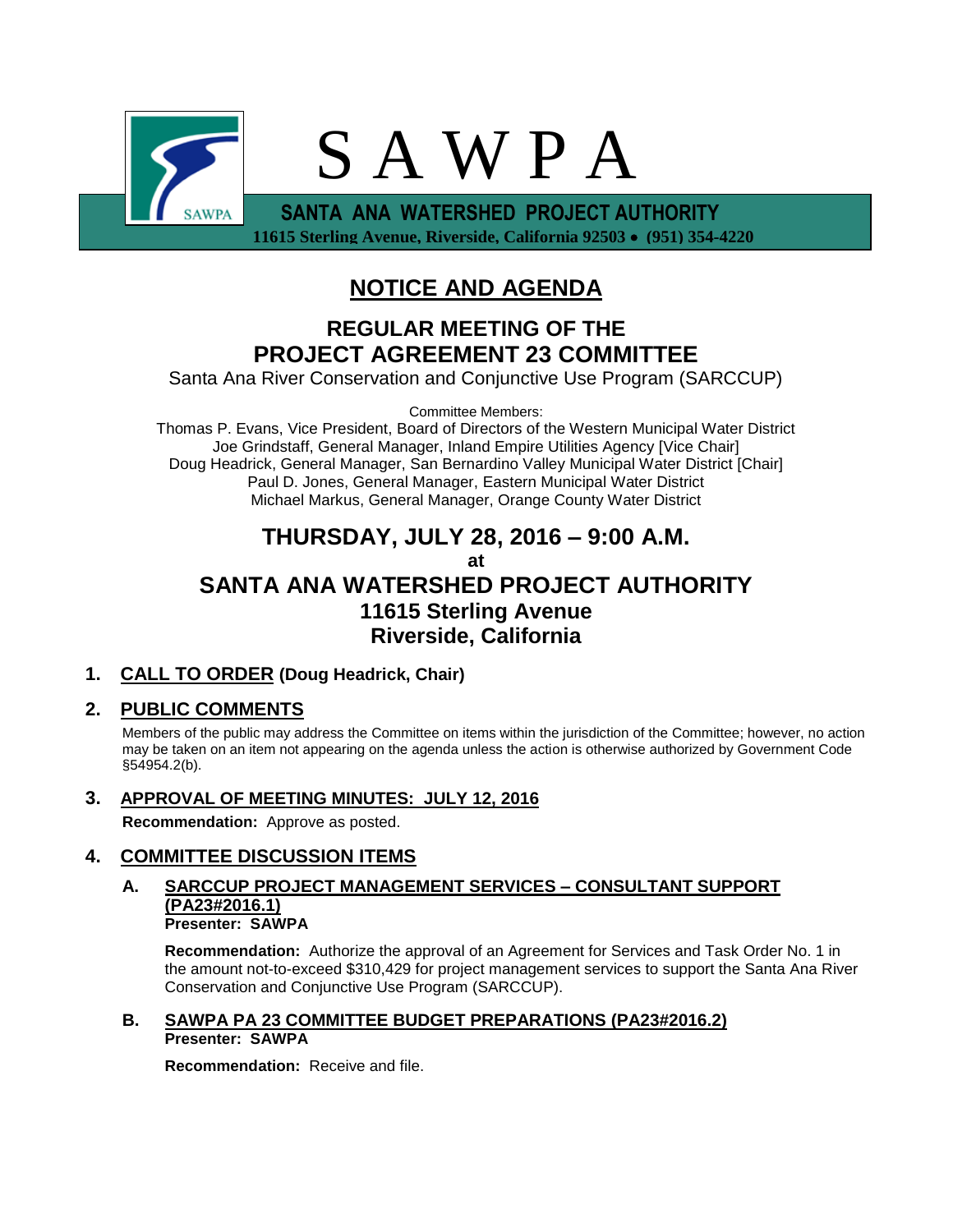# S A W P A

**SANTA ANA WATERSHED PROJECT AUTHORITY**

**11615 Sterling Avenue, Riverside, California 92503 • (951) 354-4220**

## NOTICE AND AGENDA

### REGULAR MEETING OF THE PROJECT AGREEMENT 23 COMMITTEE

Santa Ana River Conservation and Conjunctive Use Program (SARCCUP)

Committee Members:
Thomas P. Evans, Vice President, Board of Directors of the Western Municipal Water District
Joe Grindstaff, General Manager, Inland Empire Utilities Agency [Vice Chair]
Doug Headrick, General Manager, San Bernardino Valley Municipal Water District [Chair]
Paul D. Jones, General Manager, Eastern Municipal Water District
Michael Markus, General Manager, Orange County Water District

### THURSDAY, JULY 28, 2016 – 9:00 A.M.

**at**

### SANTA ANA WATERSHED PROJECT AUTHORITY
**11615 Sterling Avenue**
**Riverside, California**

**1. CALL TO ORDER (Doug Headrick, Chair)**

**2. PUBLIC COMMENTS**

Members of the public may address the Committee on items within the jurisdiction of the Committee; however, no action may be taken on an item not appearing on the agenda unless the action is otherwise authorized by Government Code §54954.2(b).

**3. APPROVAL OF MEETING MINUTES: JULY 12, 2016**

**Recommendation:** Approve as posted.

**4. COMMITTEE DISCUSSION ITEMS**

**A. SARCCUP PROJECT MANAGEMENT SERVICES – CONSULTANT SUPPORT (PA23#2016.1)**
**Presenter: SAWPA**

**Recommendation:** Authorize the approval of an Agreement for Services and Task Order No. 1 in the amount not-to-exceed $310,429 for project management services to support the Santa Ana River Conservation and Conjunctive Use Program (SARCCUP).

**B. SAWPA PA 23 COMMITTEE BUDGET PREPARATIONS (PA23#2016.2)**
**Presenter: SAWPA**

**Recommendation:** Receive and file.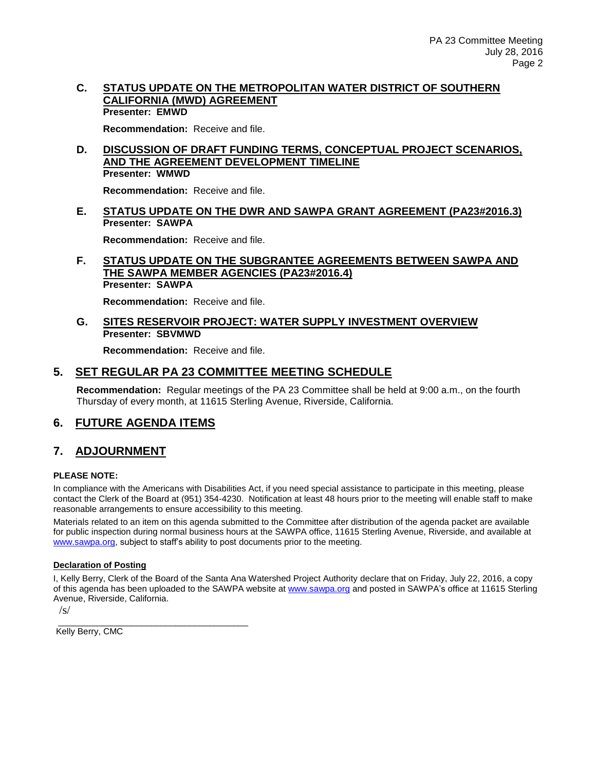**C. STATUS UPDATE ON THE METROPOLITAN WATER DISTRICT OF SOUTHERN CALIFORNIA (MWD) AGREEMENT**
**Presenter: EMWD**

**Recommendation:** Receive and file.

**D. DISCUSSION OF DRAFT FUNDING TERMS, CONCEPTUAL PROJECT SCENARIOS, AND THE AGREEMENT DEVELOPMENT TIMELINE**
**Presenter: WMWD**

**Recommendation:** Receive and file.

**E. STATUS UPDATE ON THE DWR AND SAWPA GRANT AGREEMENT (PA23#2016.3)**
**Presenter: SAWPA**

**Recommendation:** Receive and file.

**F. STATUS UPDATE ON THE SUBGRANTEE AGREEMENTS BETWEEN SAWPA AND THE SAWPA MEMBER AGENCIES (PA23#2016.4)**
**Presenter: SAWPA**

**Recommendation:** Receive and file.

**G. SITES RESERVOIR PROJECT: WATER SUPPLY INVESTMENT OVERVIEW**
**Presenter: SBVMWD**

**Recommendation:** Receive and file.

## 5. SET REGULAR PA 23 COMMITTEE MEETING SCHEDULE

**Recommendation:** Regular meetings of the PA 23 Committee shall be held at 9:00 a.m., on the fourth Thursday of every month, at 11615 Sterling Avenue, Riverside, California.

## 6. FUTURE AGENDA ITEMS

## 7. ADJOURNMENT

**PLEASE NOTE:**

In compliance with the Americans with Disabilities Act, if you need special assistance to participate in this meeting, please contact the Clerk of the Board at (951) 354-4230. Notification at least 48 hours prior to the meeting will enable staff to make reasonable arrangements to ensure accessibility to this meeting.

Materials related to an item on this agenda submitted to the Committee after distribution of the agenda packet are available for public inspection during normal business hours at the SAWPA office, 11615 Sterling Avenue, Riverside, and available at www.sawpa.org, subject to staff's ability to post documents prior to the meeting.

**Declaration of Posting**

I, Kelly Berry, Clerk of the Board of the Santa Ana Watershed Project Authority declare that on Friday, July 22, 2016, a copy of this agenda has been uploaded to the SAWPA website at www.sawpa.org and posted in SAWPA's office at 11615 Sterling Avenue, Riverside, California.

/s/

Kelly Berry, CMC